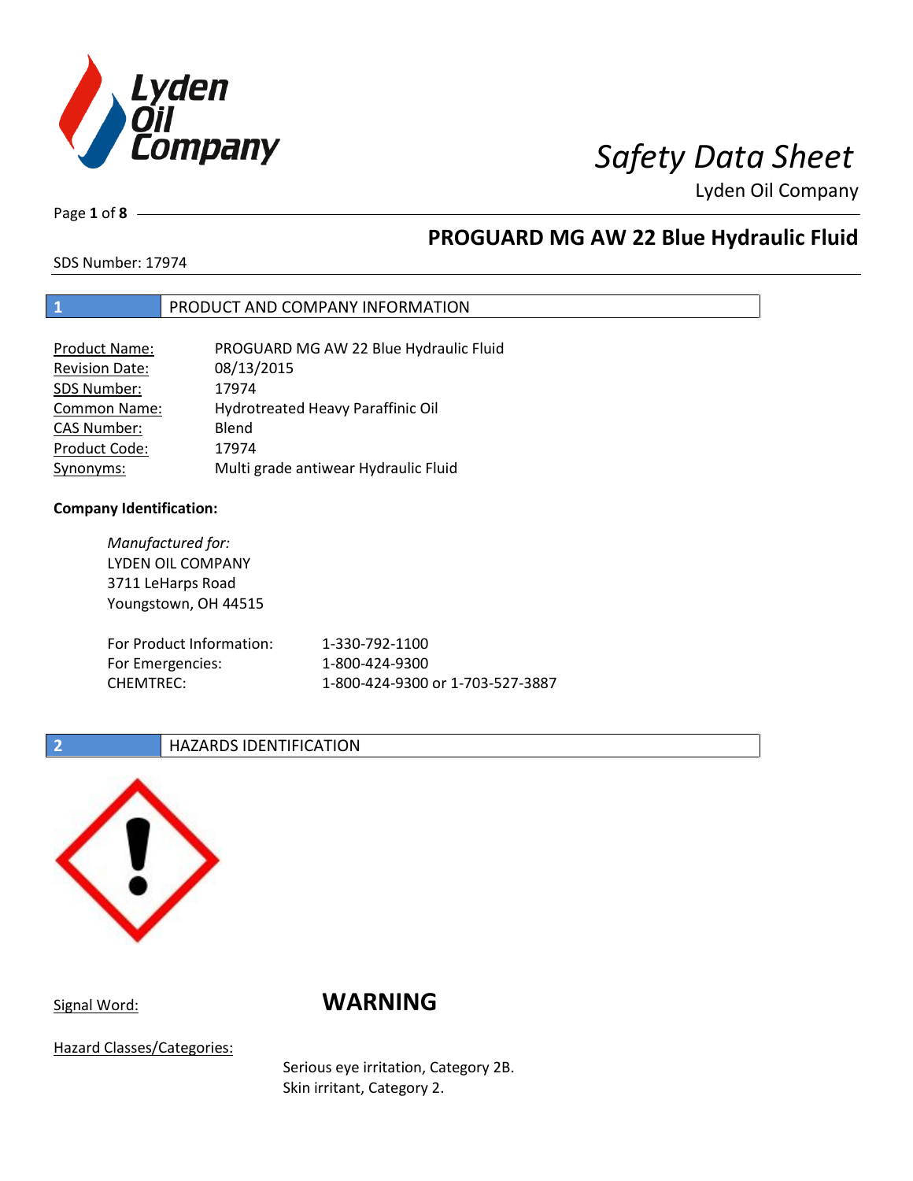# Safety Data Sheet

Lyden Oil Company

## PROGUARD MG AW 22 Blue Hydraulic Fluid

SDS Number: 17974

## 1 PRODUCT AND COMPANY INFORMATION

| | |
|---|---|
| Product Name: | PROGUARD MG AW 22 Blue Hydraulic Fluid |
| Revision Date: | 08/13/2015 |
| SDS Number: | 17974 |
| Common Name: | Hydrotreated Heavy Paraffinic Oil |
| CAS Number: | Blend |
| Product Code: | 17974 |
| Synonyms: | Multi grade antiwear Hydraulic Fluid |

**Company Identification:**

*Manufactured for:*
LYDEN OIL COMPANY
3711 LeHarps Road
Youngstown, OH 44515

| | |
|---|---|
| For Product Information: | 1-330-792-1100 |
| For Emergencies: | 1-800-424-9300 |
| CHEMTREC: | 1-800-424-9300 or 1-703-527-3887 |

## 2 HAZARDS IDENTIFICATION

Signal Word: **WARNING**

Hazard Classes/Categories:

Serious eye irritation, Category 2B.
Skin irritant, Category 2.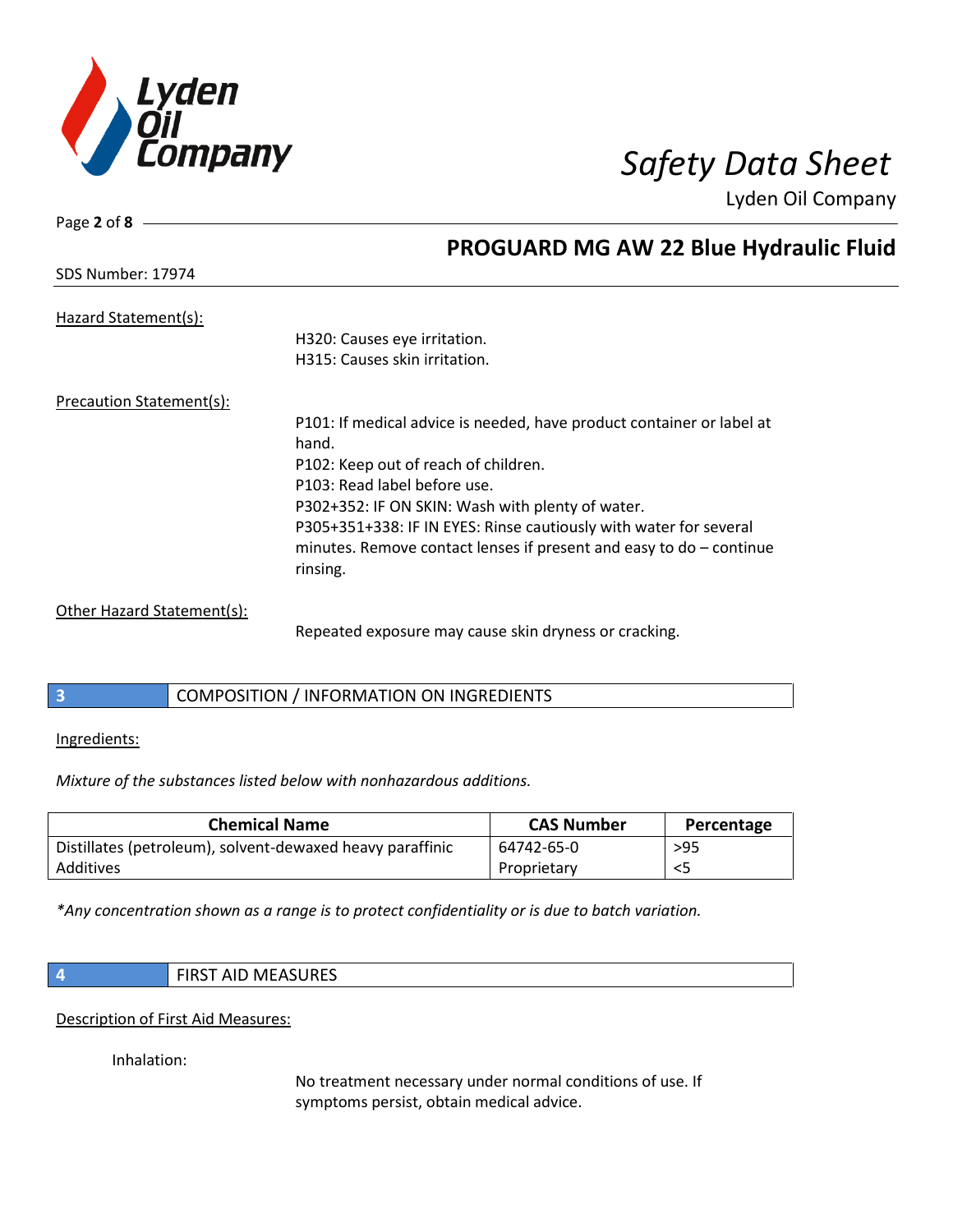Hazard Statement(s):

H320: Causes eye irritation.
H315: Causes skin irritation.

Precaution Statement(s):

P101: If medical advice is needed, have product container or label at hand.
P102: Keep out of reach of children.
P103: Read label before use.
P302+352: IF ON SKIN: Wash with plenty of water.
P305+351+338: IF IN EYES: Rinse cautiously with water for several minutes. Remove contact lenses if present and easy to do – continue rinsing.

Other Hazard Statement(s):

Repeated exposure may cause skin dryness or cracking.

## 3 COMPOSITION / INFORMATION ON INGREDIENTS

Ingredients:

*Mixture of the substances listed below with nonhazardous additions.*

| Chemical Name | CAS Number | Percentage |
|---|---|---|
| Distillates (petroleum), solvent-dewaxed heavy paraffinic | 64742-65-0 | >95 |
| Additives | Proprietary | <5 |

*\*Any concentration shown as a range is to protect confidentiality or is due to batch variation.*

## 4 FIRST AID MEASURES

Description of First Aid Measures:

Inhalation:

No treatment necessary under normal conditions of use. If symptoms persist, obtain medical advice.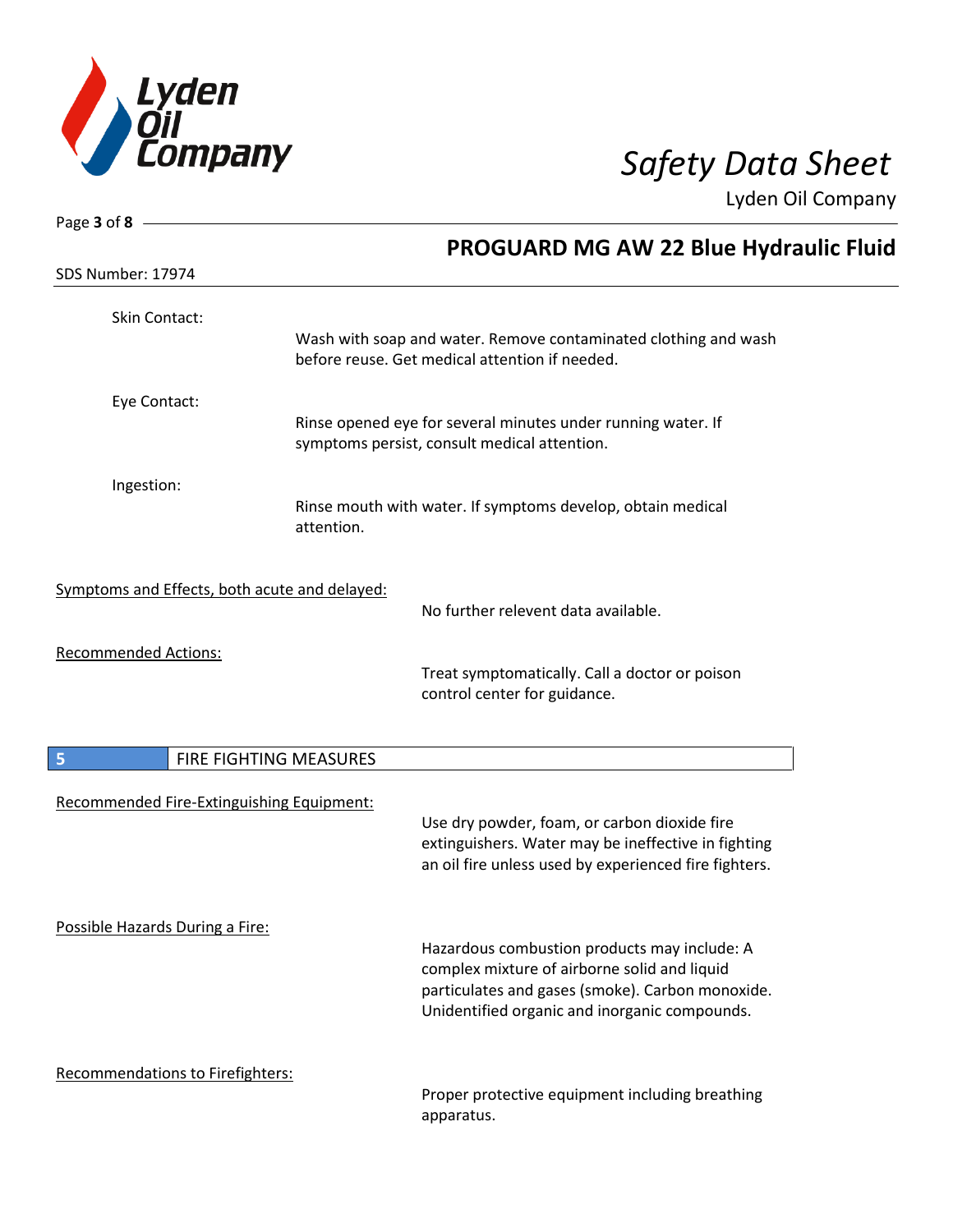Skin Contact:

Wash with soap and water. Remove contaminated clothing and wash before reuse. Get medical attention if needed.

Eye Contact:

Rinse opened eye for several minutes under running water. If symptoms persist, consult medical attention.

Ingestion:

Rinse mouth with water. If symptoms develop, obtain medical attention.

Symptoms and Effects, both acute and delayed:

No further relevent data available.

Recommended Actions:

Treat symptomatically. Call a doctor or poison control center for guidance.

## 5 FIRE FIGHTING MEASURES

Recommended Fire-Extinguishing Equipment:

Use dry powder, foam, or carbon dioxide fire extinguishers. Water may be ineffective in fighting an oil fire unless used by experienced fire fighters.

Possible Hazards During a Fire:

Hazardous combustion products may include: A complex mixture of airborne solid and liquid particulates and gases (smoke). Carbon monoxide. Unidentified organic and inorganic compounds.

Recommendations to Firefighters:

Proper protective equipment including breathing apparatus.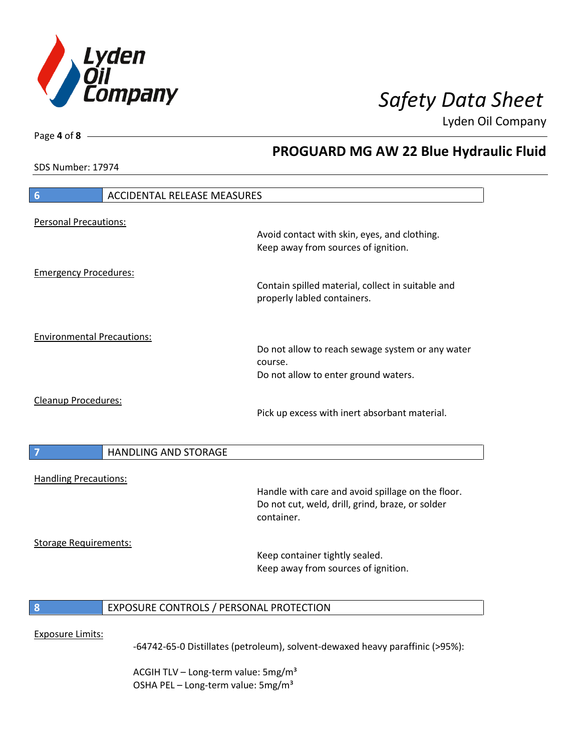**PROGUARD MG AW 22 Blue Hydraulic Fluid**

SDS Number: 17974

## 6 ACCIDENTAL RELEASE MEASURES

Personal Precautions:

Avoid contact with skin, eyes, and clothing.
Keep away from sources of ignition.

Emergency Procedures:

Contain spilled material, collect in suitable and properly labled containers.

Environmental Precautions:

Do not allow to reach sewage system or any water course.
Do not allow to enter ground waters.

Cleanup Procedures:

Pick up excess with inert absorbant material.

## 7 HANDLING AND STORAGE

Handling Precautions:

Handle with care and avoid spillage on the floor.
Do not cut, weld, drill, grind, braze, or solder container.

Storage Requirements:

Keep container tightly sealed.
Keep away from sources of ignition.

## 8 EXPOSURE CONTROLS / PERSONAL PROTECTION

Exposure Limits:

-64742-65-0 Distillates (petroleum), solvent-dewaxed heavy paraffinic (>95%):

ACGIH TLV – Long-term value: 5mg/m³
OSHA PEL – Long-term value: 5mg/m³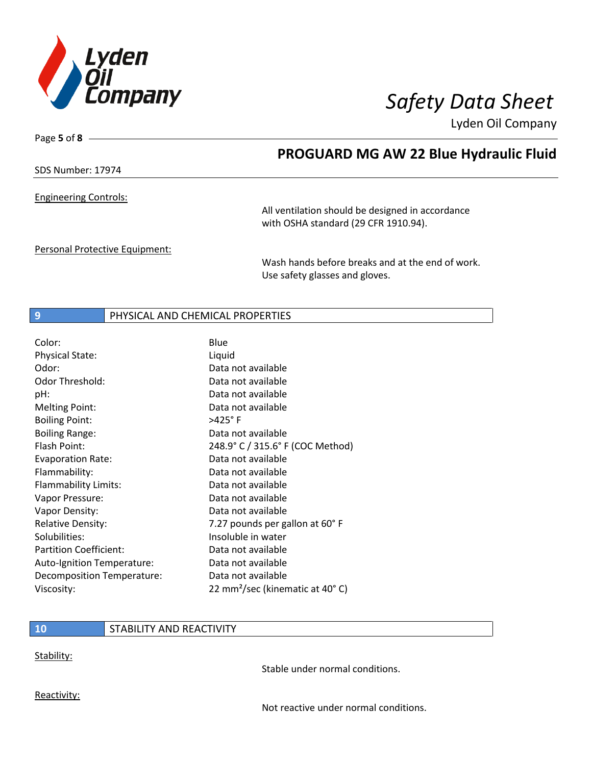Engineering Controls:

All ventilation should be designed in accordance with OSHA standard (29 CFR 1910.94).

Personal Protective Equipment:

Wash hands before breaks and at the end of work. Use safety glasses and gloves.

## 9 PHYSICAL AND CHEMICAL PROPERTIES

| Property | Value |
| --- | --- |
| Color: | Blue |
| Physical State: | Liquid |
| Odor: | Data not available |
| Odor Threshold: | Data not available |
| pH: | Data not available |
| Melting Point: | Data not available |
| Boiling Point: | >425° F |
| Boiling Range: | Data not available |
| Flash Point: | 248.9° C / 315.6° F (COC Method) |
| Evaporation Rate: | Data not available |
| Flammability: | Data not available |
| Flammability Limits: | Data not available |
| Vapor Pressure: | Data not available |
| Vapor Density: | Data not available |
| Relative Density: | 7.27 pounds per gallon at 60° F |
| Solubilities: | Insoluble in water |
| Partition Coefficient: | Data not available |
| Auto-Ignition Temperature: | Data not available |
| Decomposition Temperature: | Data not available |
| Viscosity: | 22 $mm^2$/sec (kinematic at 40° C) |

## 10 STABILITY AND REACTIVITY

Stability:

Stable under normal conditions.

Reactivity:

Not reactive under normal conditions.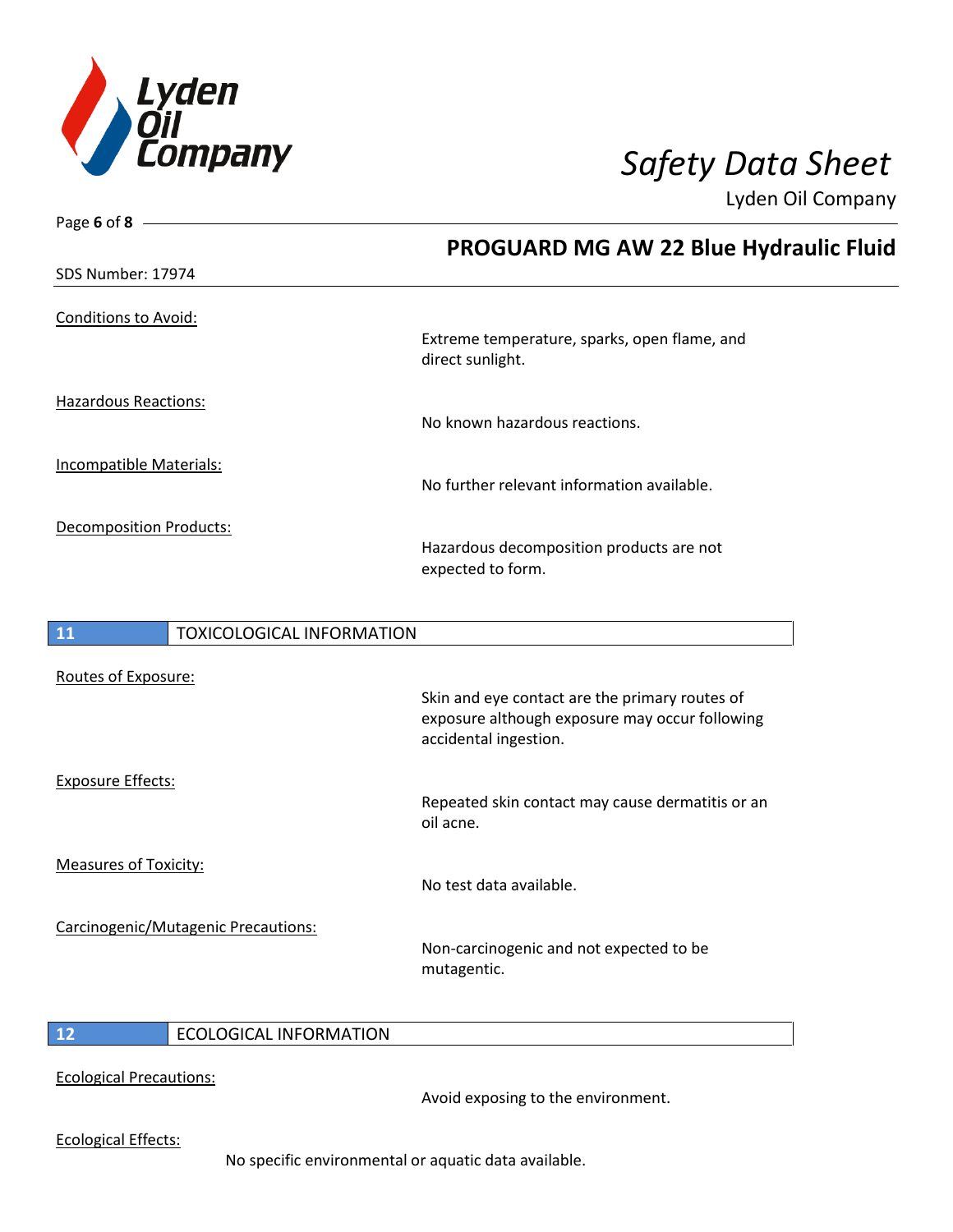Conditions to Avoid:

Extreme temperature, sparks, open flame, and direct sunlight.

Hazardous Reactions:

No known hazardous reactions.

Incompatible Materials:

No further relevant information available.

Decomposition Products:

Hazardous decomposition products are not expected to form.

## 11 TOXICOLOGICAL INFORMATION

Routes of Exposure:

Skin and eye contact are the primary routes of exposure although exposure may occur following accidental ingestion.

Exposure Effects:

Repeated skin contact may cause dermatitis or an oil acne.

Measures of Toxicity:

No test data available.

Carcinogenic/Mutagenic Precautions:

Non-carcinogenic and not expected to be mutagentic.

## 12 ECOLOGICAL INFORMATION

Ecological Precautions:

Avoid exposing to the environment.

Ecological Effects:

No specific environmental or aquatic data available.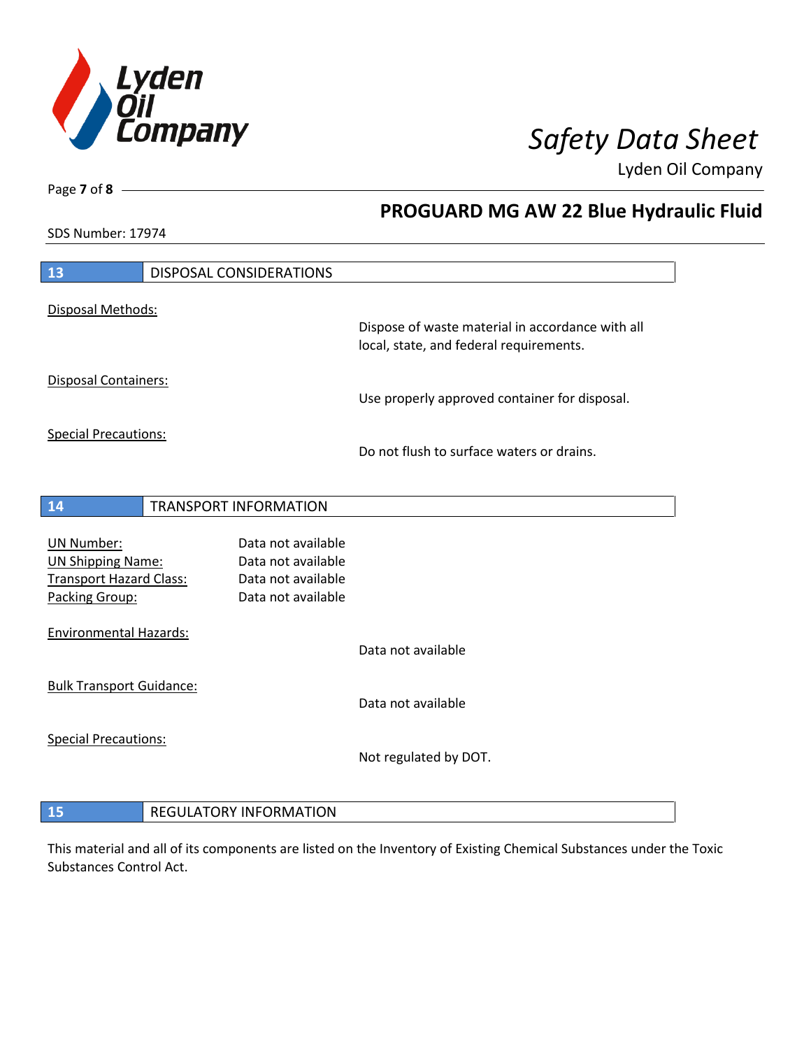## 13 DISPOSAL CONSIDERATIONS

Disposal Methods:

Dispose of waste material in accordance with all local, state, and federal requirements.

Disposal Containers:

Use properly approved container for disposal.

Special Precautions:

Do not flush to surface waters or drains.

## 14 TRANSPORT INFORMATION

| | |
|---|---|
| UN Number: | Data not available |
| UN Shipping Name: | Data not available |
| Transport Hazard Class: | Data not available |
| Packing Group: | Data not available |

Environmental Hazards:

Data not available

Bulk Transport Guidance:

Data not available

Special Precautions:

Not regulated by DOT.

## 15 REGULATORY INFORMATION

This material and all of its components are listed on the Inventory of Existing Chemical Substances under the Toxic Substances Control Act.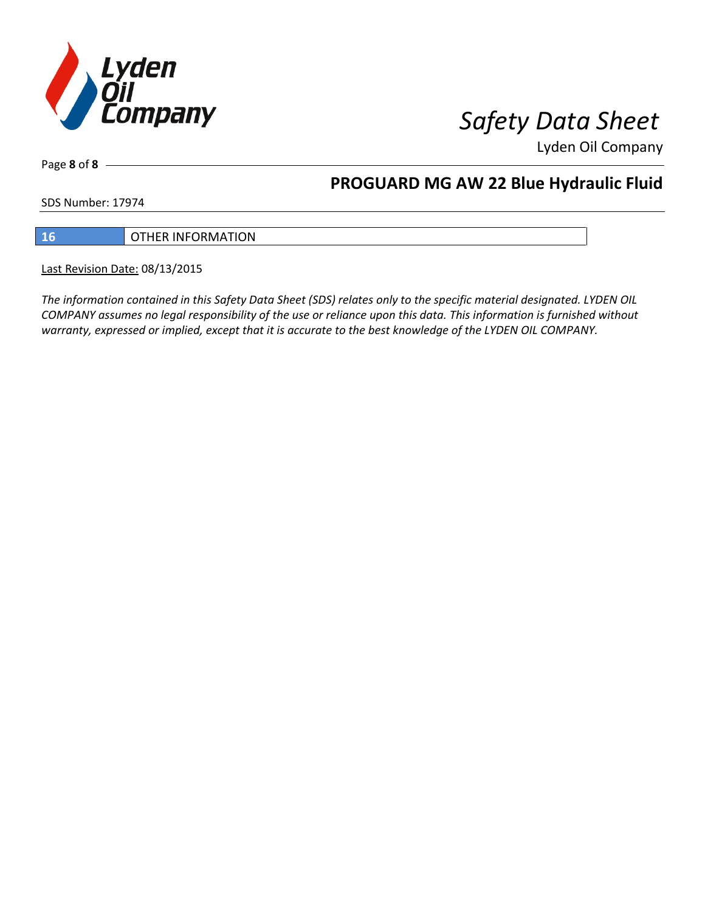## 16 OTHER INFORMATION

Last Revision Date: 08/13/2015

*The information contained in this Safety Data Sheet (SDS) relates only to the specific material designated. LYDEN OIL COMPANY assumes no legal responsibility of the use or reliance upon this data. This information is furnished without warranty, expressed or implied, except that it is accurate to the best knowledge of the LYDEN OIL COMPANY.*